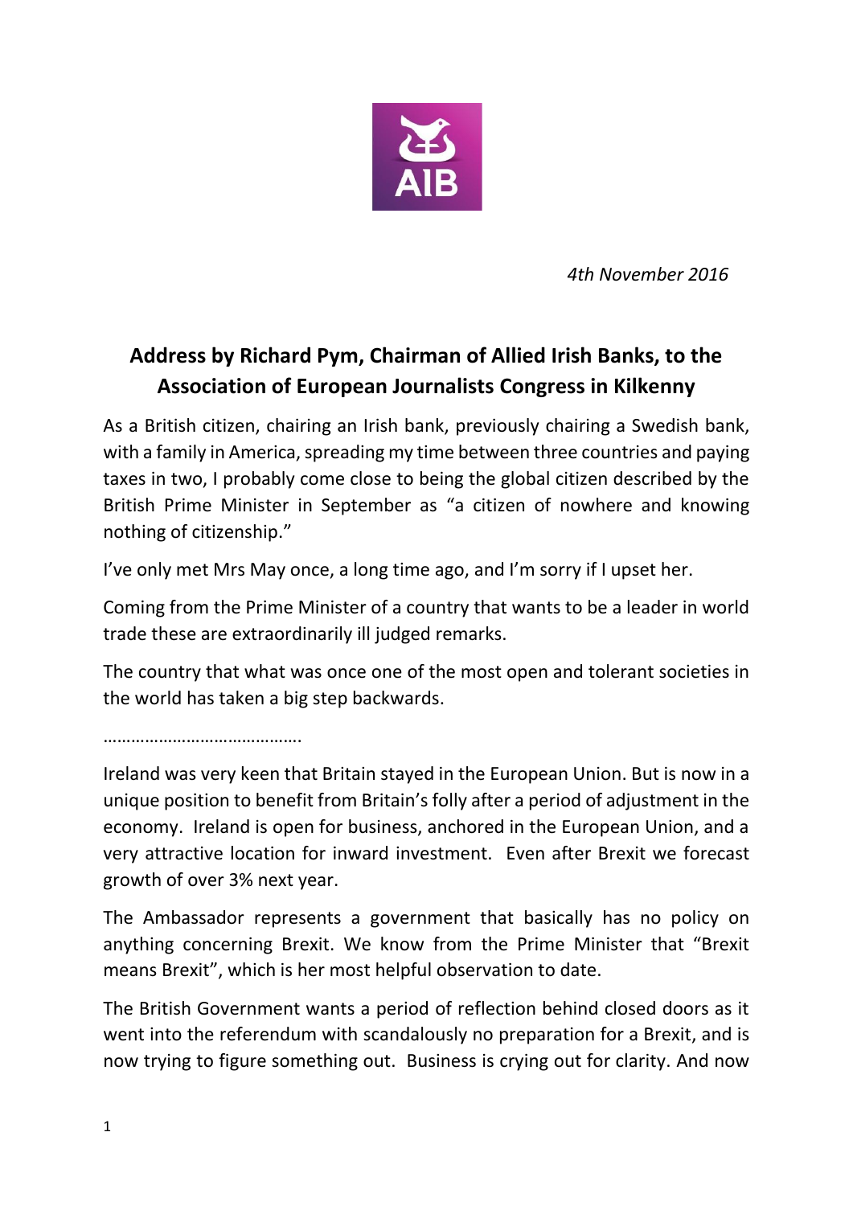*4th November 2016*

## Address by Richard Pym, Chairman of Allied Irish Banks, to the Association of European Journalists Congress in Kilkenny

As a British citizen, chairing an Irish bank, previously chairing a Swedish bank, with a family in America, spreading my time between three countries and paying taxes in two, I probably come close to being the global citizen described by the British Prime Minister in September as "a citizen of nowhere and knowing nothing of citizenship."

I've only met Mrs May once, a long time ago, and I'm sorry if I upset her.

Coming from the Prime Minister of a country that wants to be a leader in world trade these are extraordinarily ill judged remarks.

The country that what was once one of the most open and tolerant societies in the world has taken a big step backwards.

…………………………………….

Ireland was very keen that Britain stayed in the European Union. But is now in a unique position to benefit from Britain's folly after a period of adjustment in the economy. Ireland is open for business, anchored in the European Union, and a very attractive location for inward investment. Even after Brexit we forecast growth of over 3% next year.

The Ambassador represents a government that basically has no policy on anything concerning Brexit. We know from the Prime Minister that "Brexit means Brexit", which is her most helpful observation to date.

The British Government wants a period of reflection behind closed doors as it went into the referendum with scandalously no preparation for a Brexit, and is now trying to figure something out. Business is crying out for clarity. And now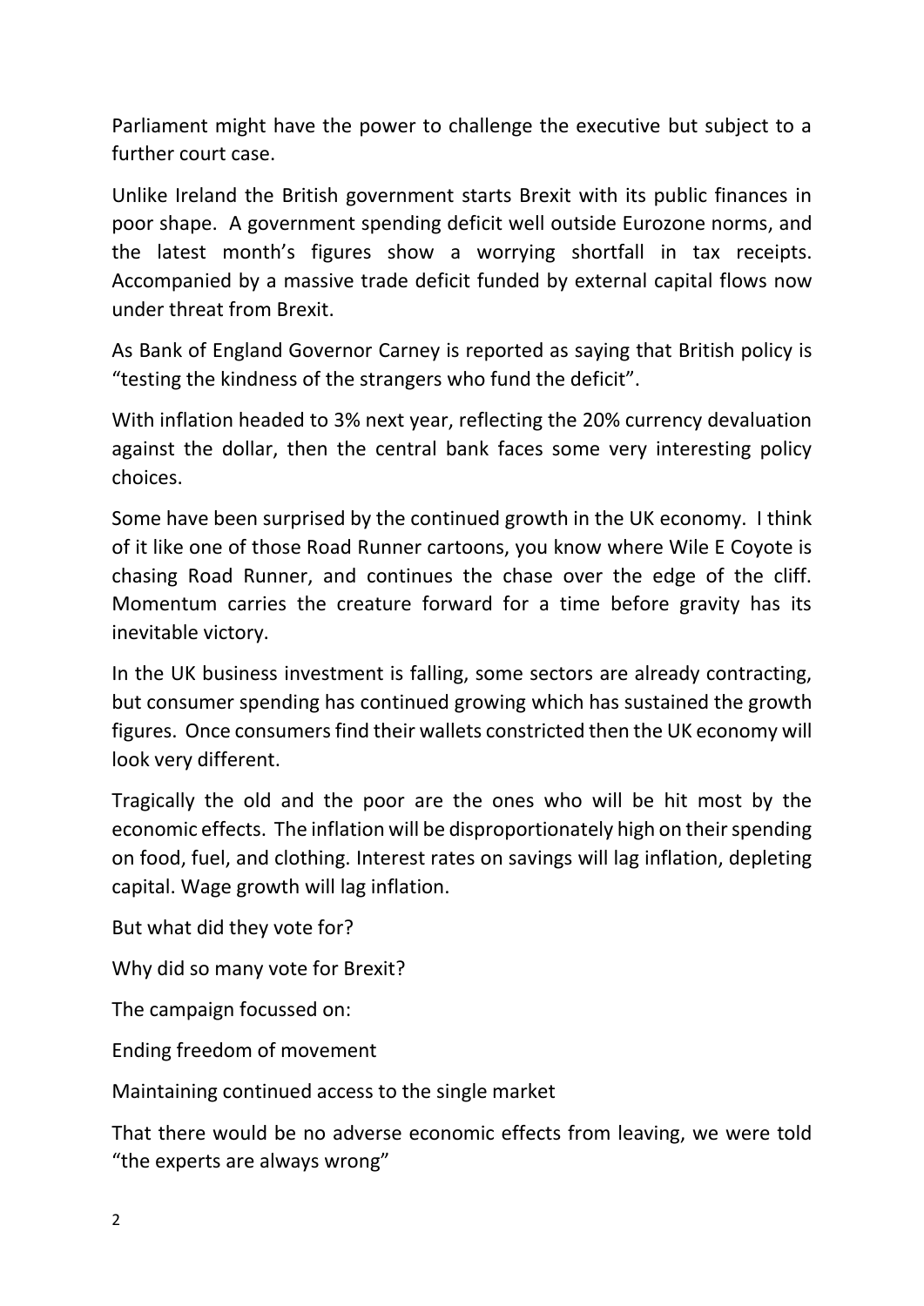Parliament might have the power to challenge the executive but subject to a further court case.

Unlike Ireland the British government starts Brexit with its public finances in poor shape. A government spending deficit well outside Eurozone norms, and the latest month's figures show a worrying shortfall in tax receipts. Accompanied by a massive trade deficit funded by external capital flows now under threat from Brexit.

As Bank of England Governor Carney is reported as saying that British policy is "testing the kindness of the strangers who fund the deficit".

With inflation headed to 3% next year, reflecting the 20% currency devaluation against the dollar, then the central bank faces some very interesting policy choices.

Some have been surprised by the continued growth in the UK economy. I think of it like one of those Road Runner cartoons, you know where Wile E Coyote is chasing Road Runner, and continues the chase over the edge of the cliff. Momentum carries the creature forward for a time before gravity has its inevitable victory.

In the UK business investment is falling, some sectors are already contracting, but consumer spending has continued growing which has sustained the growth figures. Once consumers find their wallets constricted then the UK economy will look very different.

Tragically the old and the poor are the ones who will be hit most by the economic effects. The inflation will be disproportionately high on their spending on food, fuel, and clothing. Interest rates on savings will lag inflation, depleting capital. Wage growth will lag inflation.

But what did they vote for?

Why did so many vote for Brexit?

The campaign focussed on:

Ending freedom of movement

Maintaining continued access to the single market

That there would be no adverse economic effects from leaving, we were told "the experts are always wrong"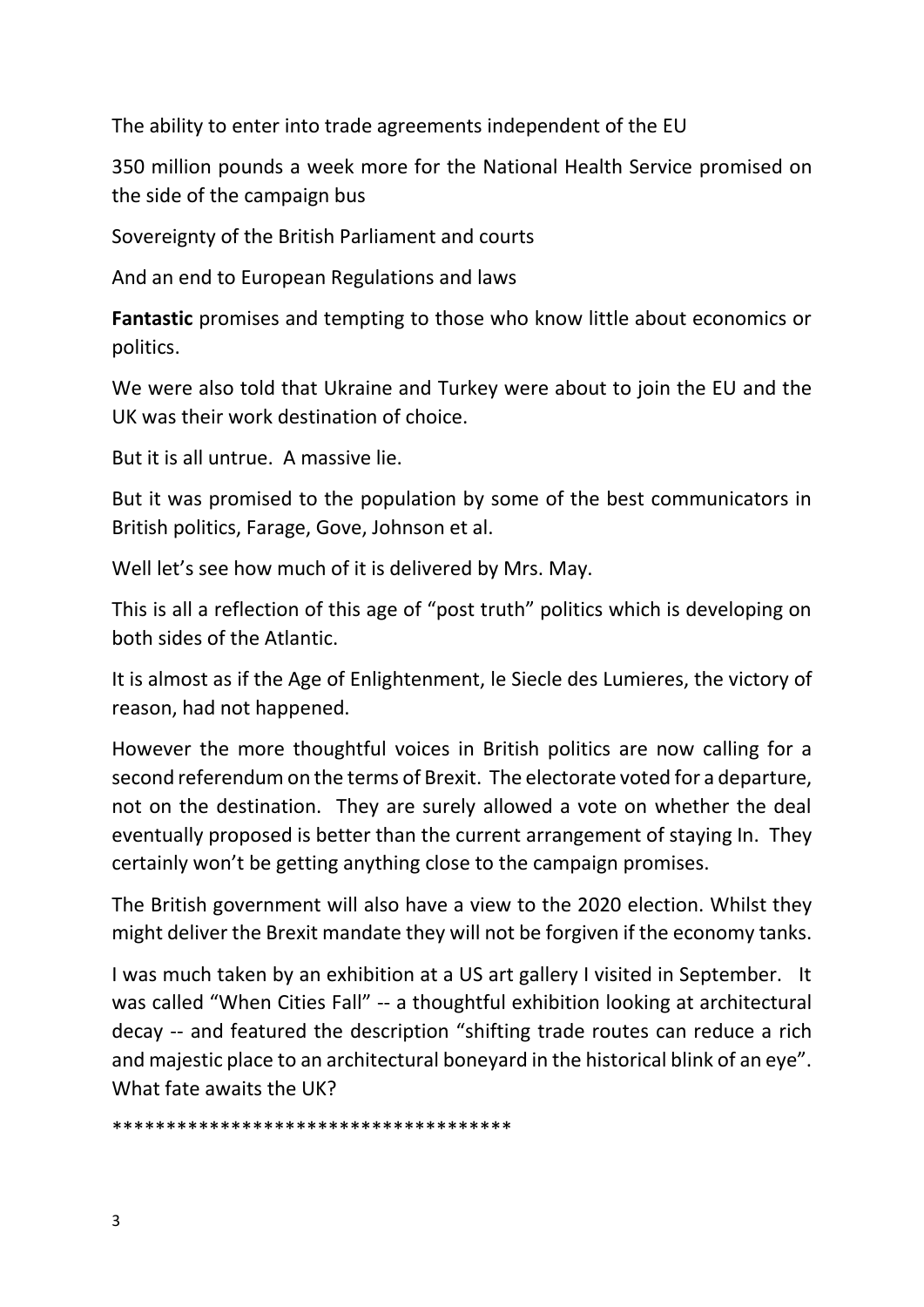The ability to enter into trade agreements independent of the EU

350 million pounds a week more for the National Health Service promised on the side of the campaign bus

Sovereignty of the British Parliament and courts

And an end to European Regulations and laws

**Fantastic** promises and tempting to those who know little about economics or politics.

We were also told that Ukraine and Turkey were about to join the EU and the UK was their work destination of choice.

But it is all untrue. A massive lie.

But it was promised to the population by some of the best communicators in British politics, Farage, Gove, Johnson et al.

Well let's see how much of it is delivered by Mrs. May.

This is all a reflection of this age of "post truth" politics which is developing on both sides of the Atlantic.

It is almost as if the Age of Enlightenment, le Siecle des Lumieres, the victory of reason, had not happened.

However the more thoughtful voices in British politics are now calling for a second referendum on the terms of Brexit. The electorate voted for a departure, not on the destination. They are surely allowed a vote on whether the deal eventually proposed is better than the current arrangement of staying In. They certainly won't be getting anything close to the campaign promises.

The British government will also have a view to the 2020 election. Whilst they might deliver the Brexit mandate they will not be forgiven if the economy tanks.

I was much taken by an exhibition at a US art gallery I visited in September. It was called "When Cities Fall" -- a thoughtful exhibition looking at architectural decay -- and featured the description "shifting trade routes can reduce a rich and majestic place to an architectural boneyard in the historical blink of an eye". What fate awaits the UK?

*************************************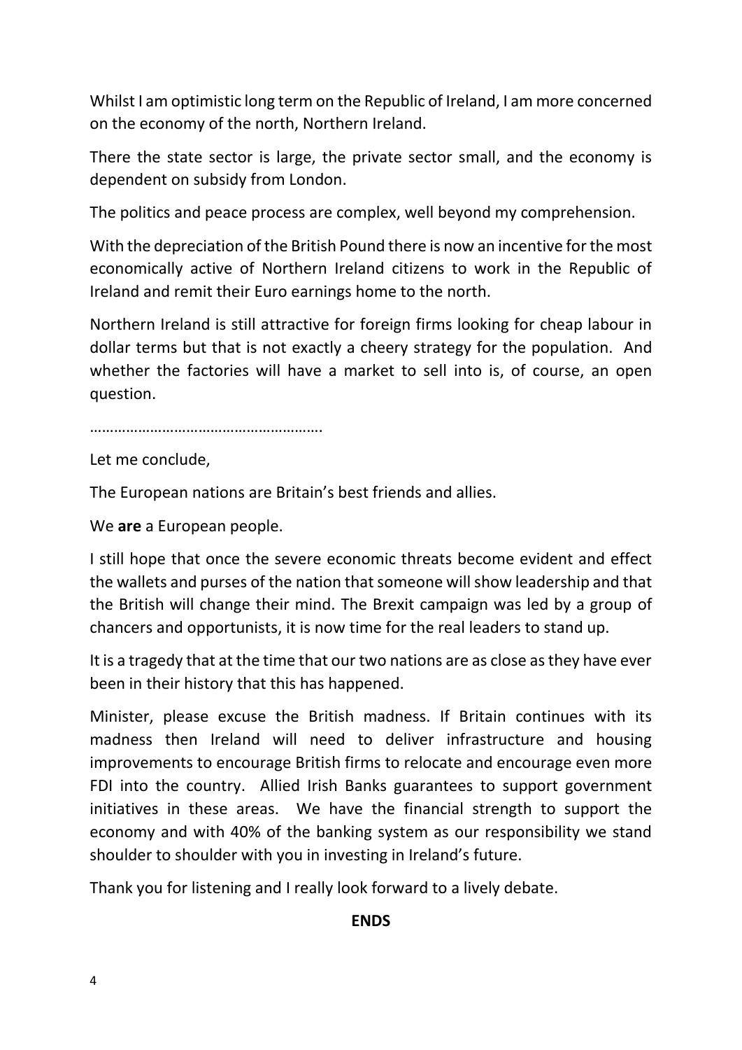Whilst I am optimistic long term on the Republic of Ireland, I am more concerned on the economy of the north, Northern Ireland.

There the state sector is large, the private sector small, and the economy is dependent on subsidy from London.

The politics and peace process are complex, well beyond my comprehension.

With the depreciation of the British Pound there is now an incentive for the most economically active of Northern Ireland citizens to work in the Republic of Ireland and remit their Euro earnings home to the north.

Northern Ireland is still attractive for foreign firms looking for cheap labour in dollar terms but that is not exactly a cheery strategy for the population. And whether the factories will have a market to sell into is, of course, an open question.

…………………………………………………

Let me conclude,

The European nations are Britain's best friends and allies.

We **are** a European people.

I still hope that once the severe economic threats become evident and effect the wallets and purses of the nation that someone will show leadership and that the British will change their mind. The Brexit campaign was led by a group of chancers and opportunists, it is now time for the real leaders to stand up.

It is a tragedy that at the time that our two nations are as close as they have ever been in their history that this has happened.

Minister, please excuse the British madness. If Britain continues with its madness then Ireland will need to deliver infrastructure and housing improvements to encourage British firms to relocate and encourage even more FDI into the country. Allied Irish Banks guarantees to support government initiatives in these areas. We have the financial strength to support the economy and with 40% of the banking system as our responsibility we stand shoulder to shoulder with you in investing in Ireland's future.

Thank you for listening and I really look forward to a lively debate.

**ENDS**